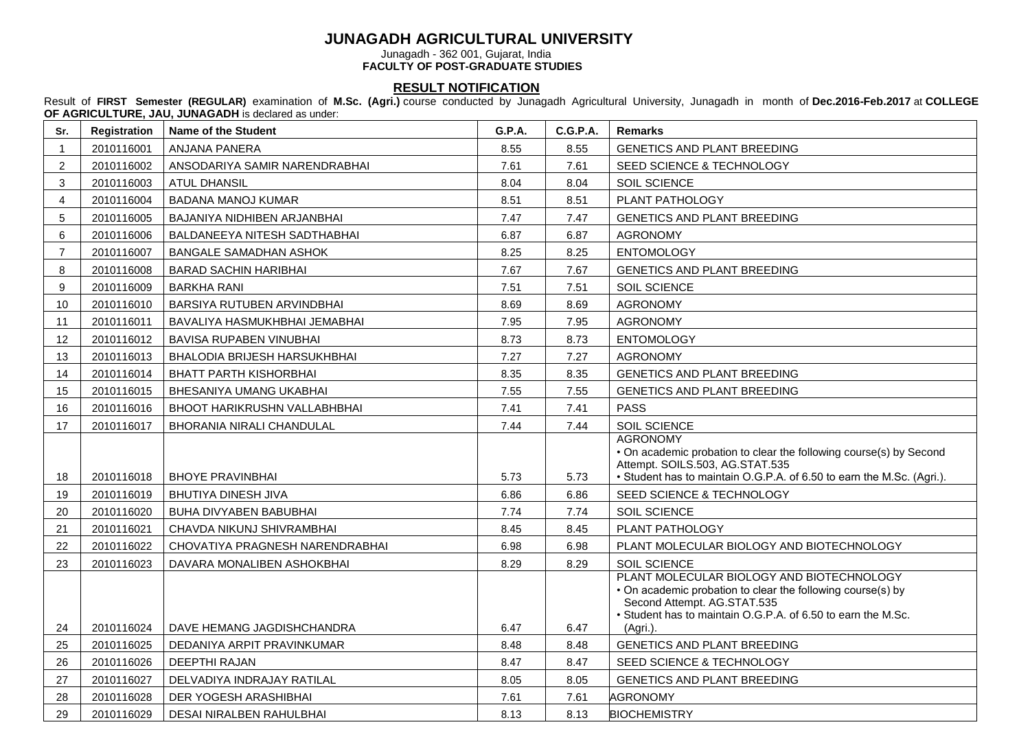# JUNAGADH AGRICULTURAL UNIVERSITY

Junagadh - 362 001, Gujarat, India

**FACULTY OF POST-GRADUATE STUDIES**

## RESULT NOTIFICATION

Result of **FIRST Semester (REGULAR)** examination of **M.Sc. (Agri.)** course conducted by Junagadh Agricultural University, Junagadh in month of **Dec.2016-Feb.2017** at **COLLEGE OF AGRICULTURE, JAU, JUNAGADH** is declared as under:

| Sr. | Registration | Name of the Student | G.P.A. | C.G.P.A. | Remarks |
|---|---|---|---|---|---|
| 1 | 2010116001 | ANJANA PANERA | 8.55 | 8.55 | GENETICS AND PLANT BREEDING |
| 2 | 2010116002 | ANSODARIYA SAMIR NARENDRABHAI | 7.61 | 7.61 | SEED SCIENCE & TECHNOLOGY |
| 3 | 2010116003 | ATUL DHANSIL | 8.04 | 8.04 | SOIL SCIENCE |
| 4 | 2010116004 | BADANA MANOJ KUMAR | 8.51 | 8.51 | PLANT PATHOLOGY |
| 5 | 2010116005 | BAJANIYA NIDHIBEN ARJANBHAI | 7.47 | 7.47 | GENETICS AND PLANT BREEDING |
| 6 | 2010116006 | BALDANEEYA NITESH SADTHABHAI | 6.87 | 6.87 | AGRONOMY |
| 7 | 2010116007 | BANGALE SAMADHAN ASHOK | 8.25 | 8.25 | ENTOMOLOGY |
| 8 | 2010116008 | BARAD SACHIN HARIBHAI | 7.67 | 7.67 | GENETICS AND PLANT BREEDING |
| 9 | 2010116009 | BARKHA RANI | 7.51 | 7.51 | SOIL SCIENCE |
| 10 | 2010116010 | BARSIYA RUTUBEN ARVINDBHAI | 8.69 | 8.69 | AGRONOMY |
| 11 | 2010116011 | BAVALIYA HASMUKHBHAI JEMABHAI | 7.95 | 7.95 | AGRONOMY |
| 12 | 2010116012 | BAVISA RUPABEN VINUBHAI | 8.73 | 8.73 | ENTOMOLOGY |
| 13 | 2010116013 | BHALODIA BRIJESH HARSUKHBHAI | 7.27 | 7.27 | AGRONOMY |
| 14 | 2010116014 | BHATT PARTH KISHORBHAI | 8.35 | 8.35 | GENETICS AND PLANT BREEDING |
| 15 | 2010116015 | BHESANIYA UMANG UKABHAI | 7.55 | 7.55 | GENETICS AND PLANT BREEDING |
| 16 | 2010116016 | BHOOT HARIKRUSHN VALLABHBHAI | 7.41 | 7.41 | PASS |
| 17 | 2010116017 | BHORANIA NIRALI CHANDULAL | 7.44 | 7.44 | SOIL SCIENCE |
| 18 | 2010116018 | BHOYE PRAVINBHAI | 5.73 | 5.73 | AGRONOMY<br>• On academic probation to clear the following course(s) by Second Attempt. SOILS.503, AG.STAT.535<br>• Student has to maintain O.G.P.A. of 6.50 to earn the M.Sc. (Agri.). |
| 19 | 2010116019 | BHUTIYA DINESH JIVA | 6.86 | 6.86 | SEED SCIENCE & TECHNOLOGY |
| 20 | 2010116020 | BUHA DIVYABEN BABUBHAI | 7.74 | 7.74 | SOIL SCIENCE |
| 21 | 2010116021 | CHAVDA NIKUNJ SHIVRAMBHAI | 8.45 | 8.45 | PLANT PATHOLOGY |
| 22 | 2010116022 | CHOVATIYA PRAGNESH NARENDRABHAI | 6.98 | 6.98 | PLANT MOLECULAR BIOLOGY AND BIOTECHNOLOGY |
| 23 | 2010116023 | DAVARA MONALIBEN ASHOKBHAI | 8.29 | 8.29 | SOIL SCIENCE |
| 24 | 2010116024 | DAVE HEMANG JAGDISHCHANDRA | 6.47 | 6.47 | PLANT MOLECULAR BIOLOGY AND BIOTECHNOLOGY<br>• On academic probation to clear the following course(s) by Second Attempt. AG.STAT.535<br>• Student has to maintain O.G.P.A. of 6.50 to earn the M.Sc. (Agri.). |
| 25 | 2010116025 | DEDANIYA ARPIT PRAVINKUMAR | 8.48 | 8.48 | GENETICS AND PLANT BREEDING |
| 26 | 2010116026 | DEEPTHI RAJAN | 8.47 | 8.47 | SEED SCIENCE & TECHNOLOGY |
| 27 | 2010116027 | DELVADIYA INDRAJAY RATILAL | 8.05 | 8.05 | GENETICS AND PLANT BREEDING |
| 28 | 2010116028 | DER YOGESH ARASHIBHAI | 7.61 | 7.61 | AGRONOMY |
| 29 | 2010116029 | DESAI NIRALBEN RAHULBHAI | 8.13 | 8.13 | BIOCHEMISTRY |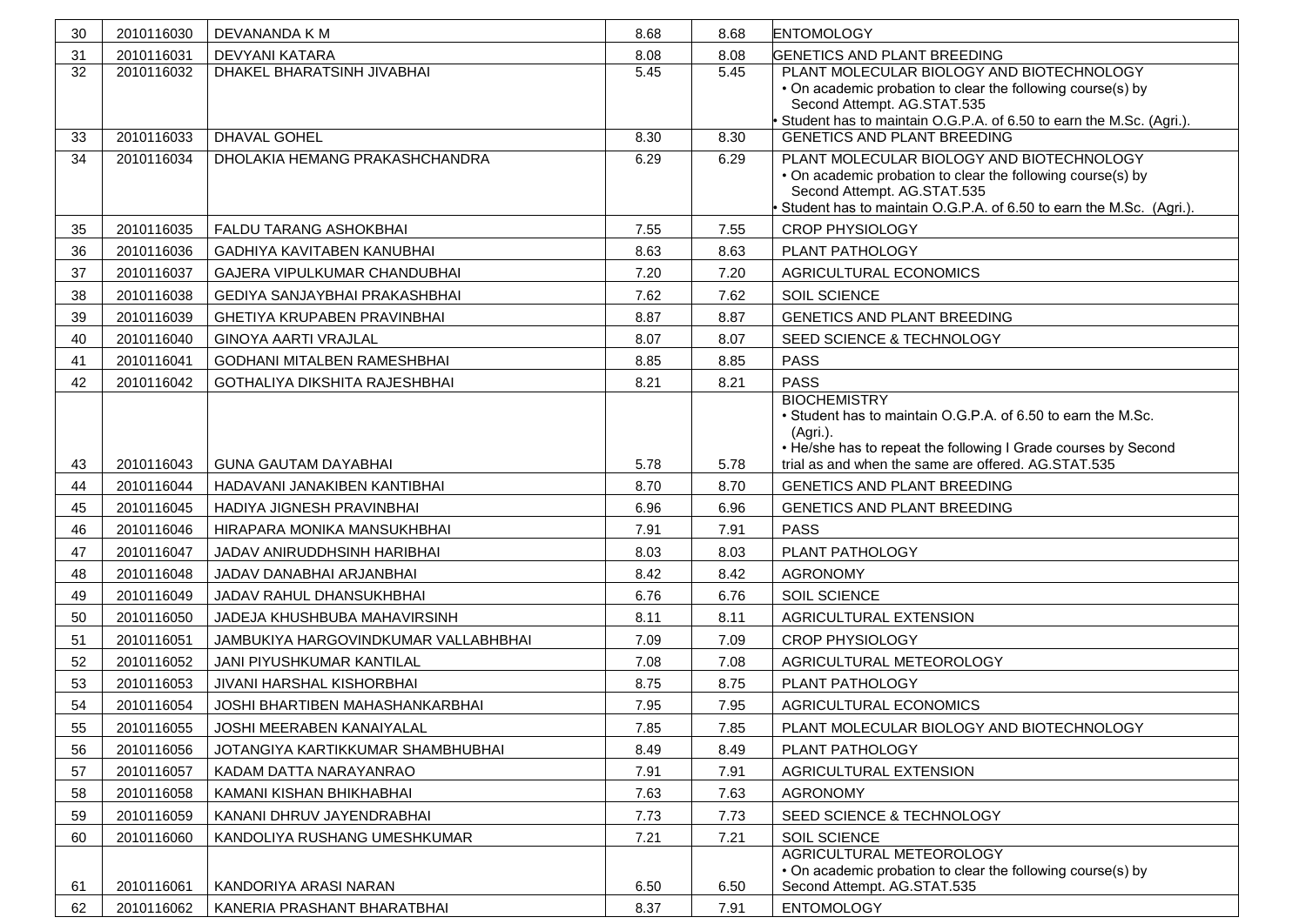| | | | | | |
|---|---|---|---|---|---|
| 30 | 2010116030 | DEVANANDA K M | 8.68 | 8.68 | ENTOMOLOGY |
| 31 | 2010116031 | DEVYANI KATARA | 8.08 | 8.08 | GENETICS AND PLANT BREEDING |
| 32 | 2010116032 | DHAKEL BHARATSINH JIVABHAI | 5.45 | 5.45 | PLANT MOLECULAR BIOLOGY AND BIOTECHNOLOGY<br>• On academic probation to clear the following course(s) by Second Attempt. AG.STAT.535<br>• Student has to maintain O.G.P.A. of 6.50 to earn the M.Sc. (Agri.). |
| 33 | 2010116033 | DHAVAL GOHEL | 8.30 | 8.30 | GENETICS AND PLANT BREEDING |
| 34 | 2010116034 | DHOLAKIA HEMANG PRAKASHCHANDRA | 6.29 | 6.29 | PLANT MOLECULAR BIOLOGY AND BIOTECHNOLOGY<br>• On academic probation to clear the following course(s) by Second Attempt. AG.STAT.535<br>• Student has to maintain O.G.P.A. of 6.50 to earn the M.Sc. (Agri.). |
| 35 | 2010116035 | FALDU TARANG ASHOKBHAI | 7.55 | 7.55 | CROP PHYSIOLOGY |
| 36 | 2010116036 | GADHIYA KAVITABEN KANUBHAI | 8.63 | 8.63 | PLANT PATHOLOGY |
| 37 | 2010116037 | GAJERA VIPULKUMAR CHANDUBHAI | 7.20 | 7.20 | AGRICULTURAL ECONOMICS |
| 38 | 2010116038 | GEDIYA SANJAYBHAI PRAKASHBHAI | 7.62 | 7.62 | SOIL SCIENCE |
| 39 | 2010116039 | GHETIYA KRUPABEN PRAVINBHAI | 8.87 | 8.87 | GENETICS AND PLANT BREEDING |
| 40 | 2010116040 | GINOYA AARTI VRAJLAL | 8.07 | 8.07 | SEED SCIENCE & TECHNOLOGY |
| 41 | 2010116041 | GODHANI MITALBEN RAMESHBHAI | 8.85 | 8.85 | PASS |
| 42 | 2010116042 | GOTHALIYA DIKSHITA RAJESHBHAI | 8.21 | 8.21 | PASS |
| 43 | 2010116043 | GUNA GAUTAM DAYABHAI | 5.78 | 5.78 | BIOCHEMISTRY<br>• Student has to maintain O.G.P.A. of 6.50 to earn the M.Sc. (Agri.).<br>• He/she has to repeat the following I Grade courses by Second trial as and when the same are offered. AG.STAT.535 |
| 44 | 2010116044 | HADAVANI JANAKIBEN KANTIBHAI | 8.70 | 8.70 | GENETICS AND PLANT BREEDING |
| 45 | 2010116045 | HADIYA JIGNESH PRAVINBHAI | 6.96 | 6.96 | GENETICS AND PLANT BREEDING |
| 46 | 2010116046 | HIRAPARA MONIKA MANSUKHBHAI | 7.91 | 7.91 | PASS |
| 47 | 2010116047 | JADAV ANIRUDDHSINH HARIBHAI | 8.03 | 8.03 | PLANT PATHOLOGY |
| 48 | 2010116048 | JADAV DANABHAI ARJANBHAI | 8.42 | 8.42 | AGRONOMY |
| 49 | 2010116049 | JADAV RAHUL DHANSUKHBHAI | 6.76 | 6.76 | SOIL SCIENCE |
| 50 | 2010116050 | JADEJA KHUSHBUBA MAHAVIRSINH | 8.11 | 8.11 | AGRICULTURAL EXTENSION |
| 51 | 2010116051 | JAMBUKIYA HARGOVINDKUMAR VALLABHBHAI | 7.09 | 7.09 | CROP PHYSIOLOGY |
| 52 | 2010116052 | JANI PIYUSHKUMAR KANTILAL | 7.08 | 7.08 | AGRICULTURAL METEOROLOGY |
| 53 | 2010116053 | JIVANI HARSHAL KISHORBHAI | 8.75 | 8.75 | PLANT PATHOLOGY |
| 54 | 2010116054 | JOSHI BHARTIBEN MAHASHANKARBHAI | 7.95 | 7.95 | AGRICULTURAL ECONOMICS |
| 55 | 2010116055 | JOSHI MEERABEN KANAIYALAL | 7.85 | 7.85 | PLANT MOLECULAR BIOLOGY AND BIOTECHNOLOGY |
| 56 | 2010116056 | JOTANGIYA KARTIKKUMAR SHAMBHUBHAI | 8.49 | 8.49 | PLANT PATHOLOGY |
| 57 | 2010116057 | KADAM DATTA NARAYANRAO | 7.91 | 7.91 | AGRICULTURAL EXTENSION |
| 58 | 2010116058 | KAMANI KISHAN BHIKHABHAI | 7.63 | 7.63 | AGRONOMY |
| 59 | 2010116059 | KANANI DHRUV JAYENDRABHAI | 7.73 | 7.73 | SEED SCIENCE & TECHNOLOGY |
| 60 | 2010116060 | KANDOLIYA RUSHANG UMESHKUMAR | 7.21 | 7.21 | SOIL SCIENCE |
| 61 | 2010116061 | KANDORIYA ARASI NARAN | 6.50 | 6.50 | AGRICULTURAL METEOROLOGY<br>• On academic probation to clear the following course(s) by Second Attempt. AG.STAT.535 |
| 62 | 2010116062 | KANERIA PRASHANT BHARATBHAI | 8.37 | 7.91 | ENTOMOLOGY |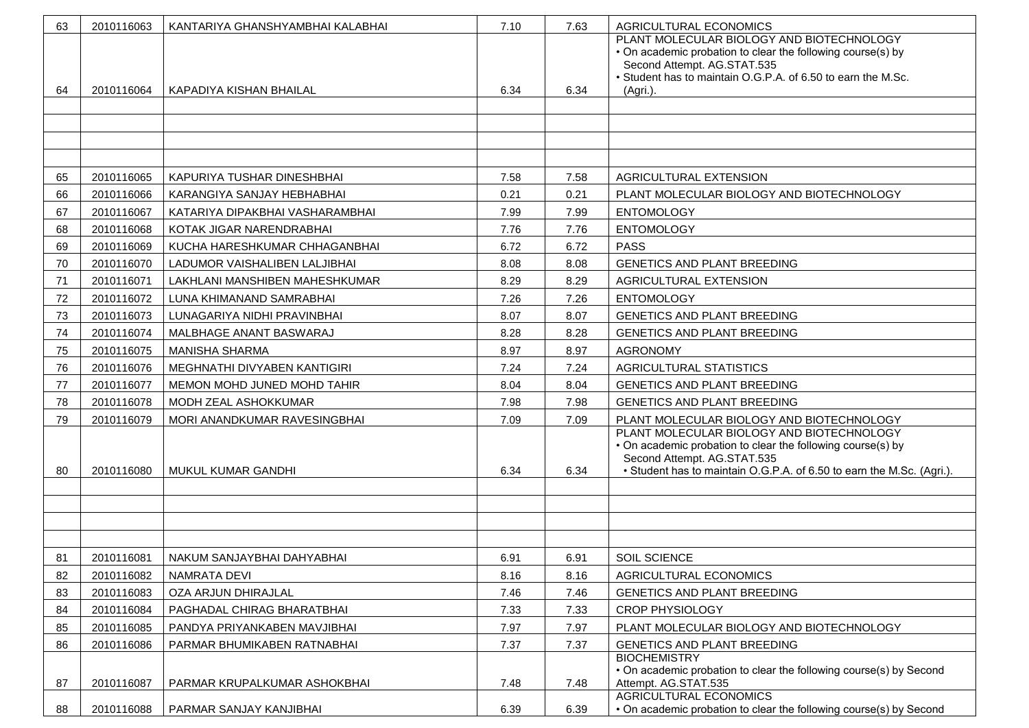| | | | | | |
|---|---|---|---|---|---|
| 63 | 2010116063 | KANTARIYA GHANSHYAMBHAI KALABHAI | 7.10 | 7.63 | AGRICULTURAL ECONOMICS |
| 64 | 2010116064 | KAPADIYA KISHAN BHAILAL | 6.34 | 6.34 | PLANT MOLECULAR BIOLOGY AND BIOTECHNOLOGY<br>• On academic probation to clear the following course(s) by Second Attempt. AG.STAT.535<br>• Student has to maintain O.G.P.A. of 6.50 to earn the M.Sc. (Agri.). |
| | | | | | |
| | | | | | |
| | | | | | |
| | | | | | |
| 65 | 2010116065 | KAPURIYA TUSHAR DINESHBHAI | 7.58 | 7.58 | AGRICULTURAL EXTENSION |
| 66 | 2010116066 | KARANGIYA SANJAY HEBHABHAI | 0.21 | 0.21 | PLANT MOLECULAR BIOLOGY AND BIOTECHNOLOGY |
| 67 | 2010116067 | KATARIYA DIPAKBHAI VASHARAMBHAI | 7.99 | 7.99 | ENTOMOLOGY |
| 68 | 2010116068 | KOTAK JIGAR NARENDRABHAI | 7.76 | 7.76 | ENTOMOLOGY |
| 69 | 2010116069 | KUCHA HARESHKUMAR CHHAGANBHAI | 6.72 | 6.72 | PASS |
| 70 | 2010116070 | LADUMOR VAISHALIBEN LALJIBHAI | 8.08 | 8.08 | GENETICS AND PLANT BREEDING |
| 71 | 2010116071 | LAKHLANI MANSHIBEN MAHESHKUMAR | 8.29 | 8.29 | AGRICULTURAL EXTENSION |
| 72 | 2010116072 | LUNA KHIMANAND SAMRABHAI | 7.26 | 7.26 | ENTOMOLOGY |
| 73 | 2010116073 | LUNAGARIYA NIDHI PRAVINBHAI | 8.07 | 8.07 | GENETICS AND PLANT BREEDING |
| 74 | 2010116074 | MALBHAGE ANANT BASWARAJ | 8.28 | 8.28 | GENETICS AND PLANT BREEDING |
| 75 | 2010116075 | MANISHA SHARMA | 8.97 | 8.97 | AGRONOMY |
| 76 | 2010116076 | MEGHNATHI DIVYABEN KANTIGIRI | 7.24 | 7.24 | AGRICULTURAL STATISTICS |
| 77 | 2010116077 | MEMON MOHD JUNED MOHD TAHIR | 8.04 | 8.04 | GENETICS AND PLANT BREEDING |
| 78 | 2010116078 | MODH ZEAL ASHOKKUMAR | 7.98 | 7.98 | GENETICS AND PLANT BREEDING |
| 79 | 2010116079 | MORI ANANDKUMAR RAVESINGBHAI | 7.09 | 7.09 | PLANT MOLECULAR BIOLOGY AND BIOTECHNOLOGY |
| 80 | 2010116080 | MUKUL KUMAR GANDHI | 6.34 | 6.34 | PLANT MOLECULAR BIOLOGY AND BIOTECHNOLOGY<br>• On academic probation to clear the following course(s) by Second Attempt. AG.STAT.535<br>• Student has to maintain O.G.P.A. of 6.50 to earn the M.Sc. (Agri.). |
| | | | | | |
| | | | | | |
| | | | | | |
| | | | | | |
| 81 | 2010116081 | NAKUM SANJAYBHAI DAHYABHAI | 6.91 | 6.91 | SOIL SCIENCE |
| 82 | 2010116082 | NAMRATA DEVI | 8.16 | 8.16 | AGRICULTURAL ECONOMICS |
| 83 | 2010116083 | OZA ARJUN DHIRAJLAL | 7.46 | 7.46 | GENETICS AND PLANT BREEDING |
| 84 | 2010116084 | PAGHADAL CHIRAG BHARATBHAI | 7.33 | 7.33 | CROP PHYSIOLOGY |
| 85 | 2010116085 | PANDYA PRIYANKABEN MAVJIBHAI | 7.97 | 7.97 | PLANT MOLECULAR BIOLOGY AND BIOTECHNOLOGY |
| 86 | 2010116086 | PARMAR BHUMIKABEN RATNABHAI | 7.37 | 7.37 | GENETICS AND PLANT BREEDING |
| 87 | 2010116087 | PARMAR KRUPALKUMAR ASHOKBHAI | 7.48 | 7.48 | BIOCHEMISTRY<br>• On academic probation to clear the following course(s) by Second Attempt. AG.STAT.535 |
| 88 | 2010116088 | PARMAR SANJAY KANJIBHAI | 6.39 | 6.39 | AGRICULTURAL ECONOMICS<br>• On academic probation to clear the following course(s) by Second |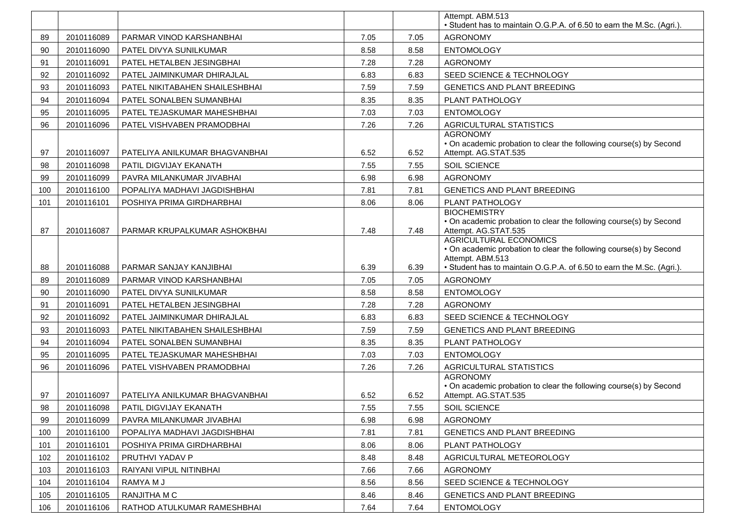| | | | | | |
|---|---|---|---|---|---|
| | | | | | Attempt. ABM.513<br>• Student has to maintain O.G.P.A. of 6.50 to earn the M.Sc. (Agri.). |
| 89 | 2010116089 | PARMAR VINOD KARSHANBHAI | 7.05 | 7.05 | AGRONOMY |
| 90 | 2010116090 | PATEL DIVYA SUNILKUMAR | 8.58 | 8.58 | ENTOMOLOGY |
| 91 | 2010116091 | PATEL HETALBEN JESINGBHAI | 7.28 | 7.28 | AGRONOMY |
| 92 | 2010116092 | PATEL JAIMINKUMAR DHIRAJLAL | 6.83 | 6.83 | SEED SCIENCE & TECHNOLOGY |
| 93 | 2010116093 | PATEL NIKITABAHEN SHAILESHBHAI | 7.59 | 7.59 | GENETICS AND PLANT BREEDING |
| 94 | 2010116094 | PATEL SONALBEN SUMANBHAI | 8.35 | 8.35 | PLANT PATHOLOGY |
| 95 | 2010116095 | PATEL TEJASKUMAR MAHESHBHAI | 7.03 | 7.03 | ENTOMOLOGY |
| 96 | 2010116096 | PATEL VISHVABEN PRAMODBHAI | 7.26 | 7.26 | AGRICULTURAL STATISTICS |
| 97 | 2010116097 | PATELIYA ANILKUMAR BHAGVANBHAI | 6.52 | 6.52 | AGRONOMY<br>• On academic probation to clear the following course(s) by Second Attempt. AG.STAT.535 |
| 98 | 2010116098 | PATIL DIGVIJAY EKANATH | 7.55 | 7.55 | SOIL SCIENCE |
| 99 | 2010116099 | PAVRA MILANKUMAR JIVABHAI | 6.98 | 6.98 | AGRONOMY |
| 100 | 2010116100 | POPALIYA MADHAVI JAGDISHBHAI | 7.81 | 7.81 | GENETICS AND PLANT BREEDING |
| 101 | 2010116101 | POSHIYA PRIMA GIRDHARBHAI | 8.06 | 8.06 | PLANT PATHOLOGY |
| 87 | 2010116087 | PARMAR KRUPALKUMAR ASHOKBHAI | 7.48 | 7.48 | BIOCHEMISTRY<br>• On academic probation to clear the following course(s) by Second Attempt. AG.STAT.535 |
| 88 | 2010116088 | PARMAR SANJAY KANJIBHAI | 6.39 | 6.39 | AGRICULTURAL ECONOMICS<br>• On academic probation to clear the following course(s) by Second Attempt. ABM.513<br>• Student has to maintain O.G.P.A. of 6.50 to earn the M.Sc. (Agri.). |
| 89 | 2010116089 | PARMAR VINOD KARSHANBHAI | 7.05 | 7.05 | AGRONOMY |
| 90 | 2010116090 | PATEL DIVYA SUNILKUMAR | 8.58 | 8.58 | ENTOMOLOGY |
| 91 | 2010116091 | PATEL HETALBEN JESINGBHAI | 7.28 | 7.28 | AGRONOMY |
| 92 | 2010116092 | PATEL JAIMINKUMAR DHIRAJLAL | 6.83 | 6.83 | SEED SCIENCE & TECHNOLOGY |
| 93 | 2010116093 | PATEL NIKITABAHEN SHAILESHBHAI | 7.59 | 7.59 | GENETICS AND PLANT BREEDING |
| 94 | 2010116094 | PATEL SONALBEN SUMANBHAI | 8.35 | 8.35 | PLANT PATHOLOGY |
| 95 | 2010116095 | PATEL TEJASKUMAR MAHESHBHAI | 7.03 | 7.03 | ENTOMOLOGY |
| 96 | 2010116096 | PATEL VISHVABEN PRAMODBHAI | 7.26 | 7.26 | AGRICULTURAL STATISTICS |
| 97 | 2010116097 | PATELIYA ANILKUMAR BHAGVANBHAI | 6.52 | 6.52 | AGRONOMY<br>• On academic probation to clear the following course(s) by Second Attempt. AG.STAT.535 |
| 98 | 2010116098 | PATIL DIGVIJAY EKANATH | 7.55 | 7.55 | SOIL SCIENCE |
| 99 | 2010116099 | PAVRA MILANKUMAR JIVABHAI | 6.98 | 6.98 | AGRONOMY |
| 100 | 2010116100 | POPALIYA MADHAVI JAGDISHBHAI | 7.81 | 7.81 | GENETICS AND PLANT BREEDING |
| 101 | 2010116101 | POSHIYA PRIMA GIRDHARBHAI | 8.06 | 8.06 | PLANT PATHOLOGY |
| 102 | 2010116102 | PRUTHVI YADAV P | 8.48 | 8.48 | AGRICULTURAL METEOROLOGY |
| 103 | 2010116103 | RAIYANI VIPUL NITINBHAI | 7.66 | 7.66 | AGRONOMY |
| 104 | 2010116104 | RAMYA M J | 8.56 | 8.56 | SEED SCIENCE & TECHNOLOGY |
| 105 | 2010116105 | RANJITHA M C | 8.46 | 8.46 | GENETICS AND PLANT BREEDING |
| 106 | 2010116106 | RATHOD ATULKUMAR RAMESHBHAI | 7.64 | 7.64 | ENTOMOLOGY |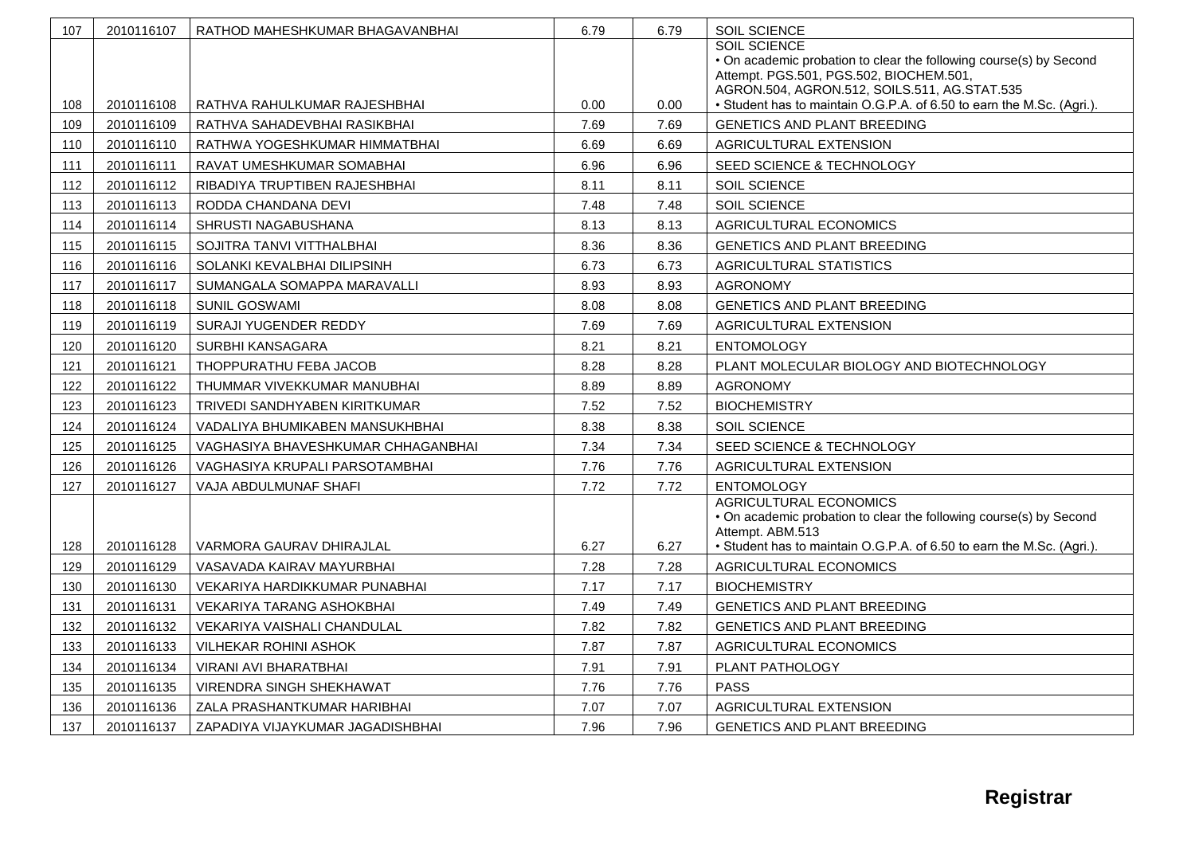| | | | | | |
|---|---|---|---|---|---|
| 107 | 2010116107 | RATHOD MAHESHKUMAR BHAGAVANBHAI | 6.79 | 6.79 | SOIL SCIENCE |
| 108 | 2010116108 | RATHVA RAHULKUMAR RAJESHBHAI | 0.00 | 0.00 | SOIL SCIENCE<br>• On academic probation to clear the following course(s) by Second Attempt. PGS.501, PGS.502, BIOCHEM.501, AGRON.504, AGRON.512, SOILS.511, AG.STAT.535<br>• Student has to maintain O.G.P.A. of 6.50 to earn the M.Sc. (Agri.). |
| 109 | 2010116109 | RATHVA SAHADEVBHAI RASIKBHAI | 7.69 | 7.69 | GENETICS AND PLANT BREEDING |
| 110 | 2010116110 | RATHWA YOGESHKUMAR HIMMATBHAI | 6.69 | 6.69 | AGRICULTURAL EXTENSION |
| 111 | 2010116111 | RAVAT UMESHKUMAR SOMABHAI | 6.96 | 6.96 | SEED SCIENCE & TECHNOLOGY |
| 112 | 2010116112 | RIBADIYA TRUPTIBEN RAJESHBHAI | 8.11 | 8.11 | SOIL SCIENCE |
| 113 | 2010116113 | RODDA CHANDANA DEVI | 7.48 | 7.48 | SOIL SCIENCE |
| 114 | 2010116114 | SHRUSTI NAGABUSHANA | 8.13 | 8.13 | AGRICULTURAL ECONOMICS |
| 115 | 2010116115 | SOJITRA TANVI VITTHALBHAI | 8.36 | 8.36 | GENETICS AND PLANT BREEDING |
| 116 | 2010116116 | SOLANKI KEVALBHAI DILIPSINH | 6.73 | 6.73 | AGRICULTURAL STATISTICS |
| 117 | 2010116117 | SUMANGALA SOMAPPA MARAVALLI | 8.93 | 8.93 | AGRONOMY |
| 118 | 2010116118 | SUNIL GOSWAMI | 8.08 | 8.08 | GENETICS AND PLANT BREEDING |
| 119 | 2010116119 | SURAJI YUGENDER REDDY | 7.69 | 7.69 | AGRICULTURAL EXTENSION |
| 120 | 2010116120 | SURBHI KANSAGARA | 8.21 | 8.21 | ENTOMOLOGY |
| 121 | 2010116121 | THOPPURATHU FEBA JACOB | 8.28 | 8.28 | PLANT MOLECULAR BIOLOGY AND BIOTECHNOLOGY |
| 122 | 2010116122 | THUMMAR VIVEKKUMAR MANUBHAI | 8.89 | 8.89 | AGRONOMY |
| 123 | 2010116123 | TRIVEDI SANDHYABEN KIRITKUMAR | 7.52 | 7.52 | BIOCHEMISTRY |
| 124 | 2010116124 | VADALIYA BHUMIKABEN MANSUKHBHAI | 8.38 | 8.38 | SOIL SCIENCE |
| 125 | 2010116125 | VAGHASIYA BHAVESHKUMAR CHHAGANBHAI | 7.34 | 7.34 | SEED SCIENCE & TECHNOLOGY |
| 126 | 2010116126 | VAGHASIYA KRUPALI PARSOTAMBHAI | 7.76 | 7.76 | AGRICULTURAL EXTENSION |
| 127 | 2010116127 | VAJA ABDULMUNAF SHAFI | 7.72 | 7.72 | ENTOMOLOGY |
| 128 | 2010116128 | VARMORA GAURAV DHIRAJLAL | 6.27 | 6.27 | AGRICULTURAL ECONOMICS<br>• On academic probation to clear the following course(s) by Second Attempt. ABM.513<br>• Student has to maintain O.G.P.A. of 6.50 to earn the M.Sc. (Agri.). |
| 129 | 2010116129 | VASAVADA KAIRAV MAYURBHAI | 7.28 | 7.28 | AGRICULTURAL ECONOMICS |
| 130 | 2010116130 | VEKARIYA HARDIKKUMAR PUNABHAI | 7.17 | 7.17 | BIOCHEMISTRY |
| 131 | 2010116131 | VEKARIYA TARANG ASHOKBHAI | 7.49 | 7.49 | GENETICS AND PLANT BREEDING |
| 132 | 2010116132 | VEKARIYA VAISHALI CHANDULAL | 7.82 | 7.82 | GENETICS AND PLANT BREEDING |
| 133 | 2010116133 | VILHEKAR ROHINI ASHOK | 7.87 | 7.87 | AGRICULTURAL ECONOMICS |
| 134 | 2010116134 | VIRANI AVI BHARATBHAI | 7.91 | 7.91 | PLANT PATHOLOGY |
| 135 | 2010116135 | VIRENDRA SINGH SHEKHAWAT | 7.76 | 7.76 | PASS |
| 136 | 2010116136 | ZALA PRASHANTKUMAR HARIBHAI | 7.07 | 7.07 | AGRICULTURAL EXTENSION |
| 137 | 2010116137 | ZAPADIYA VIJAYKUMAR JAGADISHBHAI | 7.96 | 7.96 | GENETICS AND PLANT BREEDING |

**Registrar**